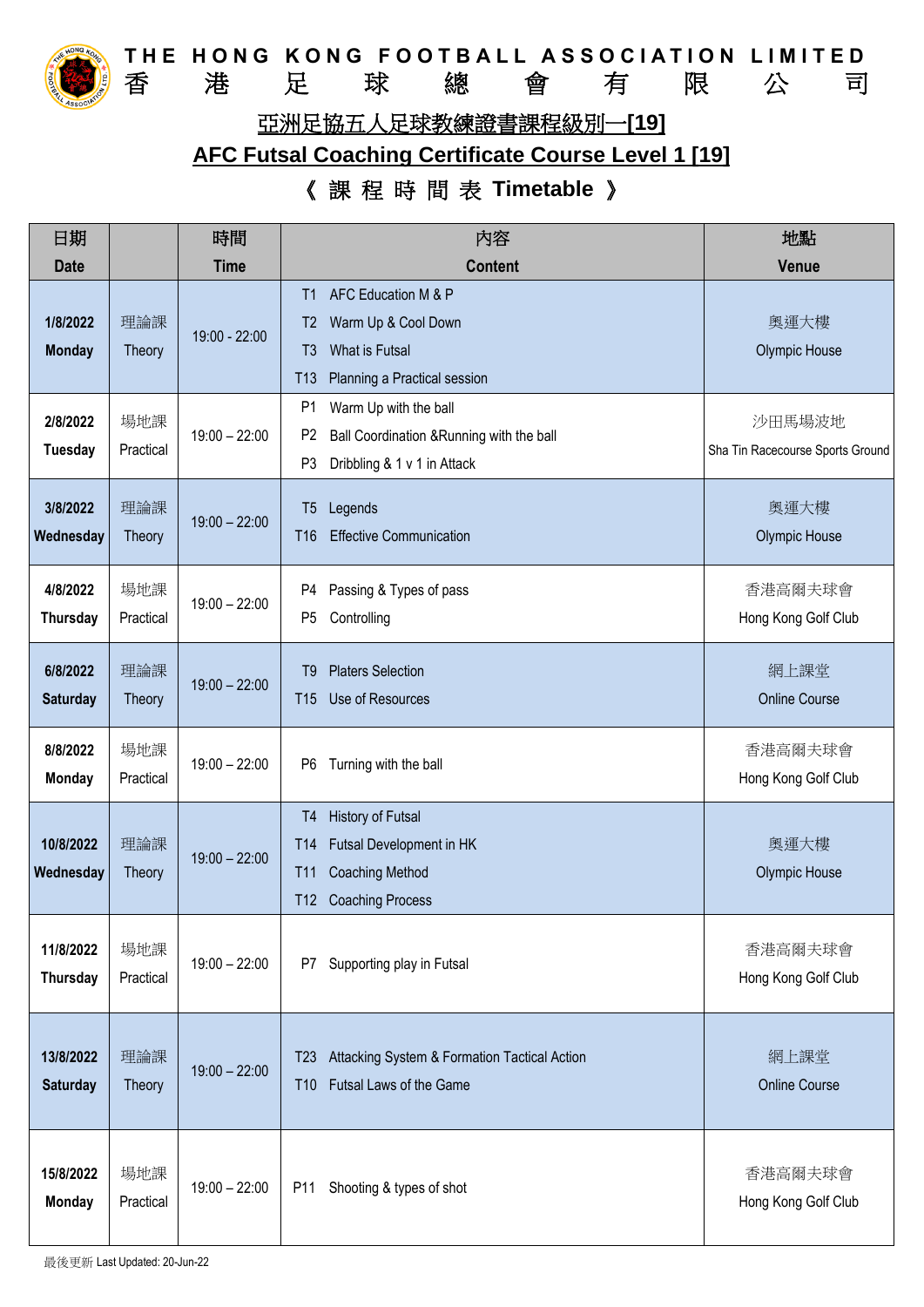# THE HONG KONG FOOTBALL ASSOCIATION LIMITED
# 香 港 足 球 總 會 有 限 公 司

## 亞洲足協五人足球教練證書課程級別一[19]

## AFC Futsal Coaching Certificate Course Level 1 [19]

### 《 課 程 時 間 表 Timetable 》

| 日期<br>Date | | 時間<br>Time | 內容<br>Content | 地點<br>Venue |
|---|---|---|---|---|
| 1/8/2022<br>Monday | 理論課<br>Theory | 19:00 - 22:00 | T1 AFC Education M & P<br>T2 Warm Up & Cool Down<br>T3 What is Futsal<br>T13 Planning a Practical session | 奧運大樓<br>Olympic House |
| 2/8/2022<br>Tuesday | 場地課<br>Practical | 19:00 – 22:00 | P1 Warm Up with the ball<br>P2 Ball Coordination &Running with the ball<br>P3 Dribbling & 1 v 1 in Attack | 沙田馬場波地<br>Sha Tin Racecourse Sports Ground |
| 3/8/2022<br>Wednesday | 理論課<br>Theory | 19:00 – 22:00 | T5 Legends<br>T16 Effective Communication | 奧運大樓<br>Olympic House |
| 4/8/2022<br>Thursday | 場地課<br>Practical | 19:00 – 22:00 | P4 Passing & Types of pass<br>P5 Controlling | 香港高爾夫球會<br>Hong Kong Golf Club |
| 6/8/2022<br>Saturday | 理論課<br>Theory | 19:00 – 22:00 | T9 Platers Selection<br>T15 Use of Resources | 網上課堂<br>Online Course |
| 8/8/2022<br>Monday | 場地課<br>Practical | 19:00 – 22:00 | P6 Turning with the ball | 香港高爾夫球會<br>Hong Kong Golf Club |
| 10/8/2022<br>Wednesday | 理論課<br>Theory | 19:00 – 22:00 | T4 History of Futsal<br>T14 Futsal Development in HK<br>T11 Coaching Method<br>T12 Coaching Process | 奧運大樓<br>Olympic House |
| 11/8/2022<br>Thursday | 場地課<br>Practical | 19:00 – 22:00 | P7 Supporting play in Futsal | 香港高爾夫球會<br>Hong Kong Golf Club |
| 13/8/2022<br>Saturday | 理論課<br>Theory | 19:00 – 22:00 | T23 Attacking System & Formation Tactical Action<br>T10 Futsal Laws of the Game | 網上課堂<br>Online Course |
| 15/8/2022<br>Monday | 場地課<br>Practical | 19:00 – 22:00 | P11 Shooting & types of shot | 香港高爾夫球會<br>Hong Kong Golf Club |

最後更新 Last Updated: 20-Jun-22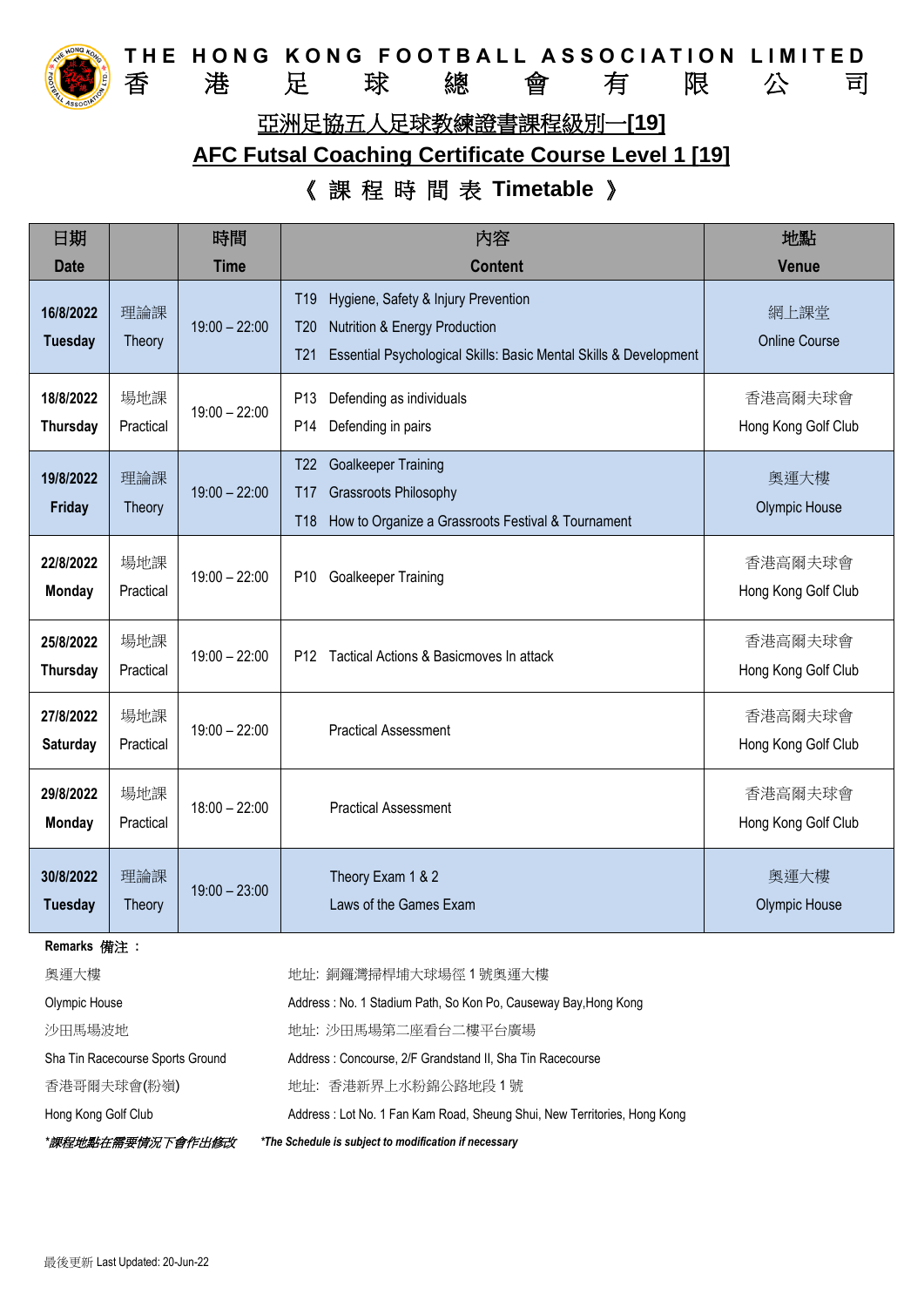# THE HONG KONG FOOTBALL ASSOCIATION LIMITED
# 香　港　足　球　總　會　有　限　公　司

## 亞洲足協五人足球教練證書課程級別一[19]

## AFC Futsal Coaching Certificate Course Level 1 [19]

## 《 課 程 時 間 表 Timetable 》

| 日期 Date | | 時間 Time | 內容 Content | 地點 Venue |
|---|---|---|---|---|
| 16/8/2022 Tuesday | 理論課 Theory | 19:00 – 22:00 | T19 Hygiene, Safety & Injury Prevention<br>T20 Nutrition & Energy Production<br>T21 Essential Psychological Skills: Basic Mental Skills & Development | 網上課堂 Online Course |
| 18/8/2022 Thursday | 場地課 Practical | 19:00 – 22:00 | P13 Defending as individuals<br>P14 Defending in pairs | 香港高爾夫球會 Hong Kong Golf Club |
| 19/8/2022 Friday | 理論課 Theory | 19:00 – 22:00 | T22 Goalkeeper Training<br>T17 Grassroots Philosophy<br>T18 How to Organize a Grassroots Festival & Tournament | 奧運大樓 Olympic House |
| 22/8/2022 Monday | 場地課 Practical | 19:00 – 22:00 | P10 Goalkeeper Training | 香港高爾夫球會 Hong Kong Golf Club |
| 25/8/2022 Thursday | 場地課 Practical | 19:00 – 22:00 | P12 Tactical Actions & Basicmoves In attack | 香港高爾夫球會 Hong Kong Golf Club |
| 27/8/2022 Saturday | 場地課 Practical | 19:00 – 22:00 | Practical Assessment | 香港高爾夫球會 Hong Kong Golf Club |
| 29/8/2022 Monday | 場地課 Practical | 18:00 – 22:00 | Practical Assessment | 香港高爾夫球會 Hong Kong Golf Club |
| 30/8/2022 Tuesday | 理論課 Theory | 19:00 – 23:00 | Theory Exam 1 & 2<br>Laws of the Games Exam | 奧運大樓 Olympic House |

**Remarks 備注：**

| | |
|---|---|
| 奧運大樓 | 地址: 銅鑼灣掃桿埔大球場徑 1 號奧運大樓 |
| Olympic House | Address : No. 1 Stadium Path, So Kon Po, Causeway Bay,Hong Kong |
| 沙田馬場波地 | 地址: 沙田馬場第二座看台二樓平台廣場 |
| Sha Tin Racecourse Sports Ground | Address : Concourse, 2/F Grandstand II, Sha Tin Racecourse |
| 香港哥爾夫球會(粉嶺) | 地址: 香港新界上水粉錦公路地段 1 號 |
| Hong Kong Golf Club | Address : Lot No. 1 Fan Kam Road, Sheung Shui, New Territories, Hong Kong |

***課程地點在需要情況下會作出修改*** ***\*The Schedule is subject to modification if necessary***

最後更新 Last Updated: 20-Jun-22